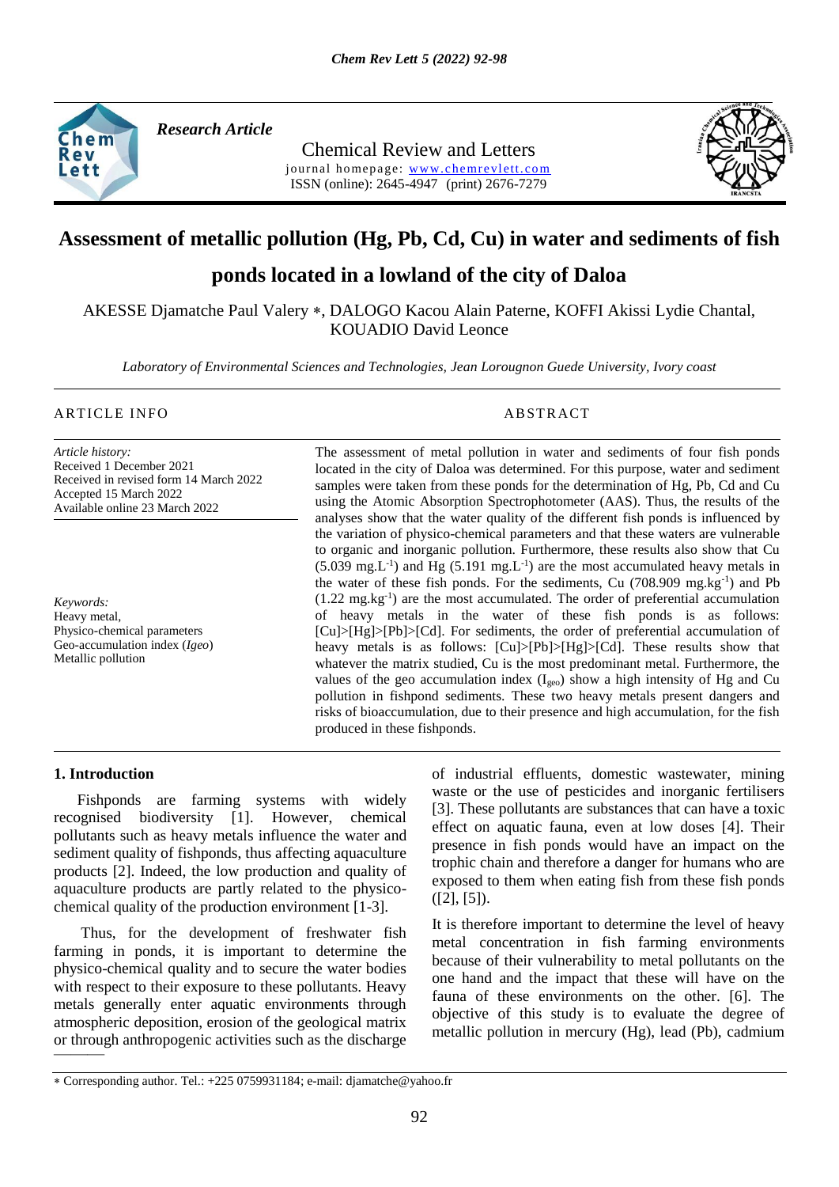*Research Article*

Chemical Review and Letters

journal homepage: www.chemrevlett.com

ISSN (online): 2645-4947 (print) 2676-7279

# Assessment of metallic pollution (Hg, Pb, Cd, Cu) in water and sediments of fish ponds located in a lowland of the city of Daloa

AKESSE Djamatche Paul Valery ∗, DALOGO Kacou Alain Paterne, KOFFI Akissi Lydie Chantal, KOUADIO David Leonce

*Laboratory of Environmental Sciences and Technologies, Jean Lorougnon Guede University, Ivory coast*

## ARTICLE INFO

*Article history:*
Received 1 December 2021
Received in revised form 14 March 2022
Accepted 15 March 2022
Available online 23 March 2022

*Keywords:*
Heavy metal,
Physico-chemical parameters
Geo-accumulation index (*Igeo*)
Metallic pollution

## ABSTRACT

The assessment of metal pollution in water and sediments of four fish ponds located in the city of Daloa was determined. For this purpose, water and sediment samples were taken from these ponds for the determination of Hg, Pb, Cd and Cu using the Atomic Absorption Spectrophotometer (AAS). Thus, the results of the analyses show that the water quality of the different fish ponds is influenced by the variation of physico-chemical parameters and that these waters are vulnerable to organic and inorganic pollution. Furthermore, these results also show that Cu (5.039 $mg.L^{-1}$) and Hg (5.191 $mg.L^{-1}$) are the most accumulated heavy metals in the water of these fish ponds. For the sediments, Cu (708.909 $mg.kg^{-1}$) and Pb (1.22 $mg.kg^{-1}$) are the most accumulated. The order of preferential accumulation of heavy metals in the water of these fish ponds is as follows: [Cu]>[Hg]>[Pb]>[Cd]. For sediments, the order of preferential accumulation of heavy metals is as follows: [Cu]>[Pb]>[Hg]>[Cd]. These results show that whatever the matrix studied, Cu is the most predominant metal. Furthermore, the values of the geo accumulation index ($I_{geo}$) show a high intensity of Hg and Cu pollution in fishpond sediments. These two heavy metals present dangers and risks of bioaccumulation, due to their presence and high accumulation, for the fish produced in these fishponds.

## 1. Introduction

Fishponds are farming systems with widely recognised biodiversity [1]. However, chemical pollutants such as heavy metals influence the water and sediment quality of fishponds, thus affecting aquaculture products [2]. Indeed, the low production and quality of aquaculture products are partly related to the physico-chemical quality of the production environment [1-3].

Thus, for the development of freshwater fish farming in ponds, it is important to determine the physico-chemical quality and to secure the water bodies with respect to their exposure to these pollutants. Heavy metals generally enter aquatic environments through atmospheric deposition, erosion of the geological matrix or through anthropogenic activities such as the discharge of industrial effluents, domestic wastewater, mining waste or the use of pesticides and inorganic fertilisers [3]. These pollutants are substances that can have a toxic effect on aquatic fauna, even at low doses [4]. Their presence in fish ponds would have an impact on the trophic chain and therefore a danger for humans who are exposed to them when eating fish from these fish ponds ([2], [5]).

It is therefore important to determine the level of heavy metal concentration in fish farming environments because of their vulnerability to metal pollutants on the one hand and the impact that these will have on the fauna of these environments on the other. [6]. The objective of this study is to evaluate the degree of metallic pollution in mercury (Hg), lead (Pb), cadmium

∗ Corresponding author. Tel.: +225 0759931184; e-mail: djamatche@yahoo.fr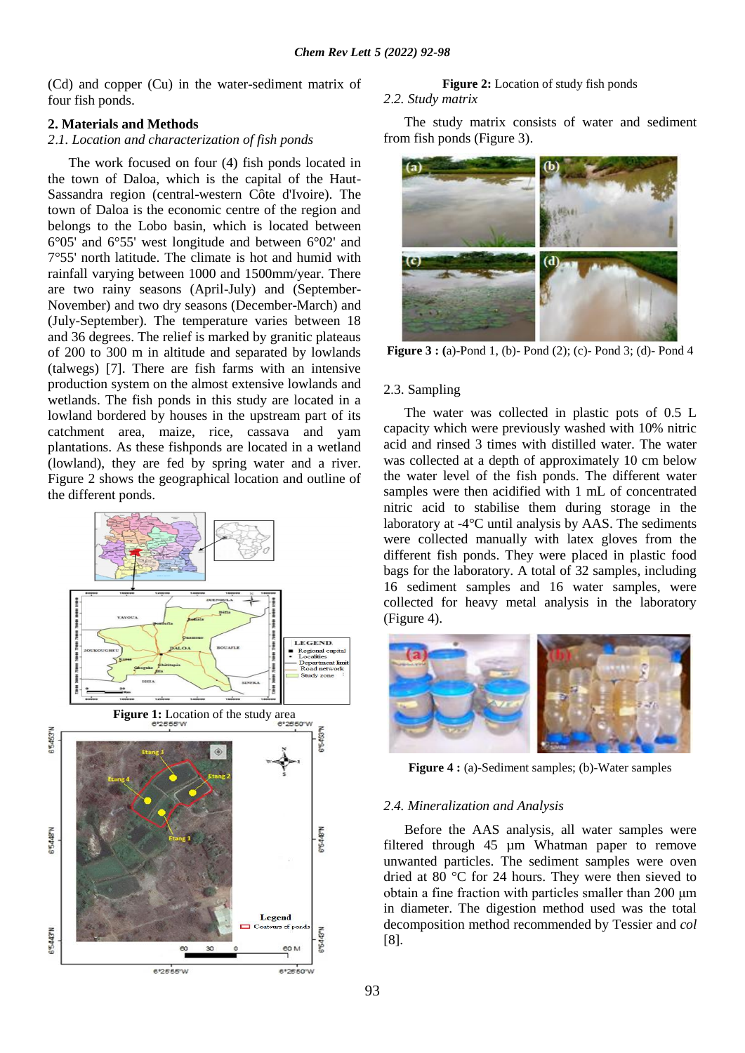(Cd) and copper (Cu) in the water-sediment matrix of four fish ponds.

## 2. Materials and Methods

### *2.1. Location and characterization of fish ponds*

The work focused on four (4) fish ponds located in the town of Daloa, which is the capital of the Haut-Sassandra region (central-western Côte d'Ivoire). The town of Daloa is the economic centre of the region and belongs to the Lobo basin, which is located between 6°05' and 6°55' west longitude and between 6°02' and 7°55' north latitude. The climate is hot and humid with rainfall varying between 1000 and 1500mm/year. There are two rainy seasons (April-July) and (September-November) and two dry seasons (December-March) and (July-September). The temperature varies between 18 and 36 degrees. The relief is marked by granitic plateaus of 200 to 300 m in altitude and separated by lowlands (talwegs) [7]. There are fish farms with an intensive production system on the almost extensive lowlands and wetlands. The fish ponds in this study are located in a lowland bordered by houses in the upstream part of its catchment area, maize, rice, cassava and yam plantations. As these fishponds are located in a wetland (lowland), they are fed by spring water and a river. Figure 2 shows the geographical location and outline of the different ponds.

**Figure 1:** Location of the study area

**Figure 2:** Location of study fish ponds

### *2.2. Study matrix*

The study matrix consists of water and sediment from fish ponds (Figure 3).

**Figure 3 : (**a)-Pond 1, (b)- Pond (2); (c)- Pond 3; (d)- Pond 4

### 2.3. Sampling

The water was collected in plastic pots of 0.5 L capacity which were previously washed with 10% nitric acid and rinsed 3 times with distilled water. The water was collected at a depth of approximately 10 cm below the water level of the fish ponds. The different water samples were then acidified with 1 mL of concentrated nitric acid to stabilise them during storage in the laboratory at -4°C until analysis by AAS. The sediments were collected manually with latex gloves from the different fish ponds. They were placed in plastic food bags for the laboratory. A total of 32 samples, including 16 sediment samples and 16 water samples, were collected for heavy metal analysis in the laboratory (Figure 4).

**Figure 4 :** (a)-Sediment samples; (b)-Water samples

### *2.4. Mineralization and Analysis*

Before the AAS analysis, all water samples were filtered through 45 µm Whatman paper to remove unwanted particles. The sediment samples were oven dried at 80 °C for 24 hours. They were then sieved to obtain a fine fraction with particles smaller than 200 µm in diameter. The digestion method used was the total decomposition method recommended by Tessier and *col* [8].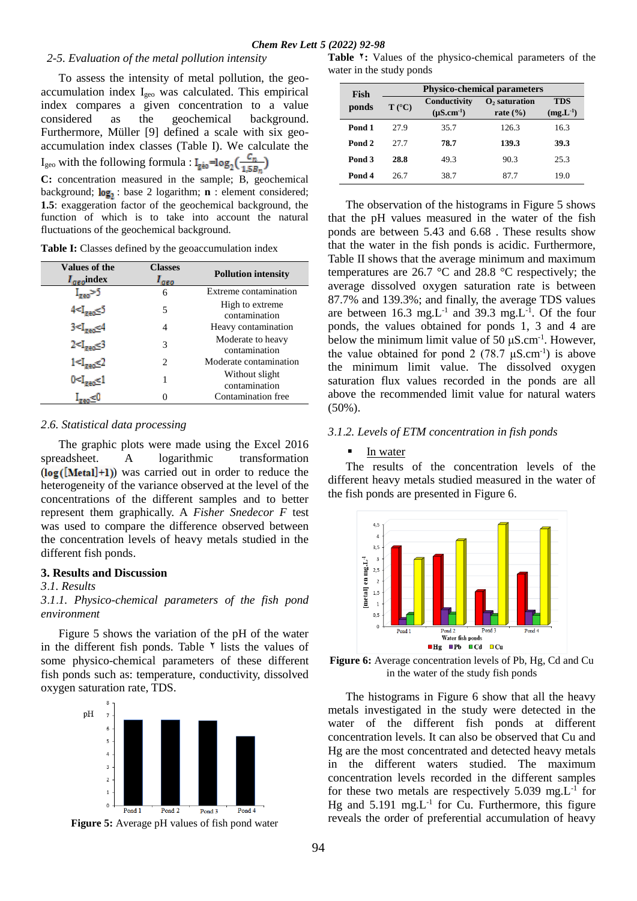*2-5. Evaluation of the metal pollution intensity*

To assess the intensity of metal pollution, the geo-accumulation index $I_{geo}$ was calculated. This empirical index compares a given concentration to a value considered as the geochemical background. Furthermore, Müller [9] defined a scale with six geo-accumulation index classes (Table I). We calculate the $I_{geo}$ with the following formula : $I_{géo} = \log_2\left(\frac{C_n}{1{,}5B_n}\right)$

**C:** concentration measured in the sample; B, geochemical background; $\log_2$ : base 2 logarithm; **n** : element considered; **1.5**: exaggeration factor of the geochemical background, the function of which is to take into account the natural fluctuations of the geochemical background.

**Table I:** Classes defined by the geoaccumulation index

| Values of the $I_{geo}$ index | Classes $I_{geo}$ | Pollution intensity |
|---|---|---|
| $I_{geo}>5$ | 6 | Extreme contamination |
| $4<I_{geo}\leq5$ | 5 | High to extreme contamination |
| $3<I_{geo}\leq4$ | 4 | Heavy contamination |
| $2<I_{geo}\leq3$ | 3 | Moderate to heavy contamination |
| $1<I_{geo}\leq2$ | 2 | Moderate contamination |
| $0<I_{geo}\leq1$ | 1 | Without slight contamination |
| $I_{geo}\leq0$ | 0 | Contamination free |

*2.6. Statistical data processing*

The graphic plots were made using the Excel 2016 spreadsheet. A logarithmic transformation ($\log([\text{Metal}]+1)$) was carried out in order to reduce the heterogeneity of the variance observed at the level of the concentrations of the different samples and to better represent them graphically. A *Fisher Snedecor F* test was used to compare the difference observed between the concentration levels of heavy metals studied in the different fish ponds.

## 3. Results and Discussion

*3.1. Results*

*3.1.1. Physico-chemical parameters of the fish pond environment*

Figure 5 shows the variation of the pH of the water in the different fish ponds. Table ٢ lists the values of some physico-chemical parameters of these different fish ponds such as: temperature, conductivity, dissolved oxygen saturation rate, TDS.

**Figure 5:** Average pH values of fish pond water

**Table ٢:** Values of the physico-chemical parameters of the water in the study ponds

| Fish ponds | Physico-chemical parameters | | | |
|---|---|---|---|---|
| | T (°C) | Conductivity ($\mu S.cm^{-1}$) | $O_2$ saturation rate (%) | TDS ($mg.L^{-1}$) |
| **Pond 1** | 27.9 | 35.7 | 126.3 | 16.3 |
| **Pond 2** | 27.7 | **78.7** | **139.3** | **39.3** |
| **Pond 3** | **28.8** | 49.3 | 90.3 | 25.3 |
| **Pond 4** | 26.7 | 38.7 | 87.7 | 19.0 |

The observation of the histograms in Figure 5 shows that the pH values measured in the water of the fish ponds are between 5.43 and 6.68 . These results show that the water in the fish ponds is acidic. Furthermore, Table II shows that the average minimum and maximum temperatures are 26.7 °C and 28.8 °C respectively; the average dissolved oxygen saturation rate is between 87.7% and 139.3%; and finally, the average TDS values are between 16.3 $mg.L^{-1}$ and 39.3 $mg.L^{-1}$. Of the four ponds, the values obtained for ponds 1, 3 and 4 are below the minimum limit value of 50 $\mu S.cm^{-1}$. However, the value obtained for pond 2 (78.7 $\mu S.cm^{-1}$) is above the minimum limit value. The dissolved oxygen saturation flux values recorded in the ponds are all above the recommended limit value for natural waters (50%).

*3.1.2. Levels of ETM concentration in fish ponds*

- In water

The results of the concentration levels of the different heavy metals studied measured in the water of the fish ponds are presented in Figure 6.

**Figure 6:** Average concentration levels of Pb, Hg, Cd and Cu in the water of the study fish ponds

The histograms in Figure 6 show that all the heavy metals investigated in the study were detected in the water of the different fish ponds at different concentration levels. It can also be observed that Cu and Hg are the most concentrated and detected heavy metals in the different waters studied. The maximum concentration levels recorded in the different samples for these two metals are respectively 5.039 $mg.L^{-1}$ for Hg and 5.191 $mg.L^{-1}$ for Cu. Furthermore, this figure reveals the order of preferential accumulation of heavy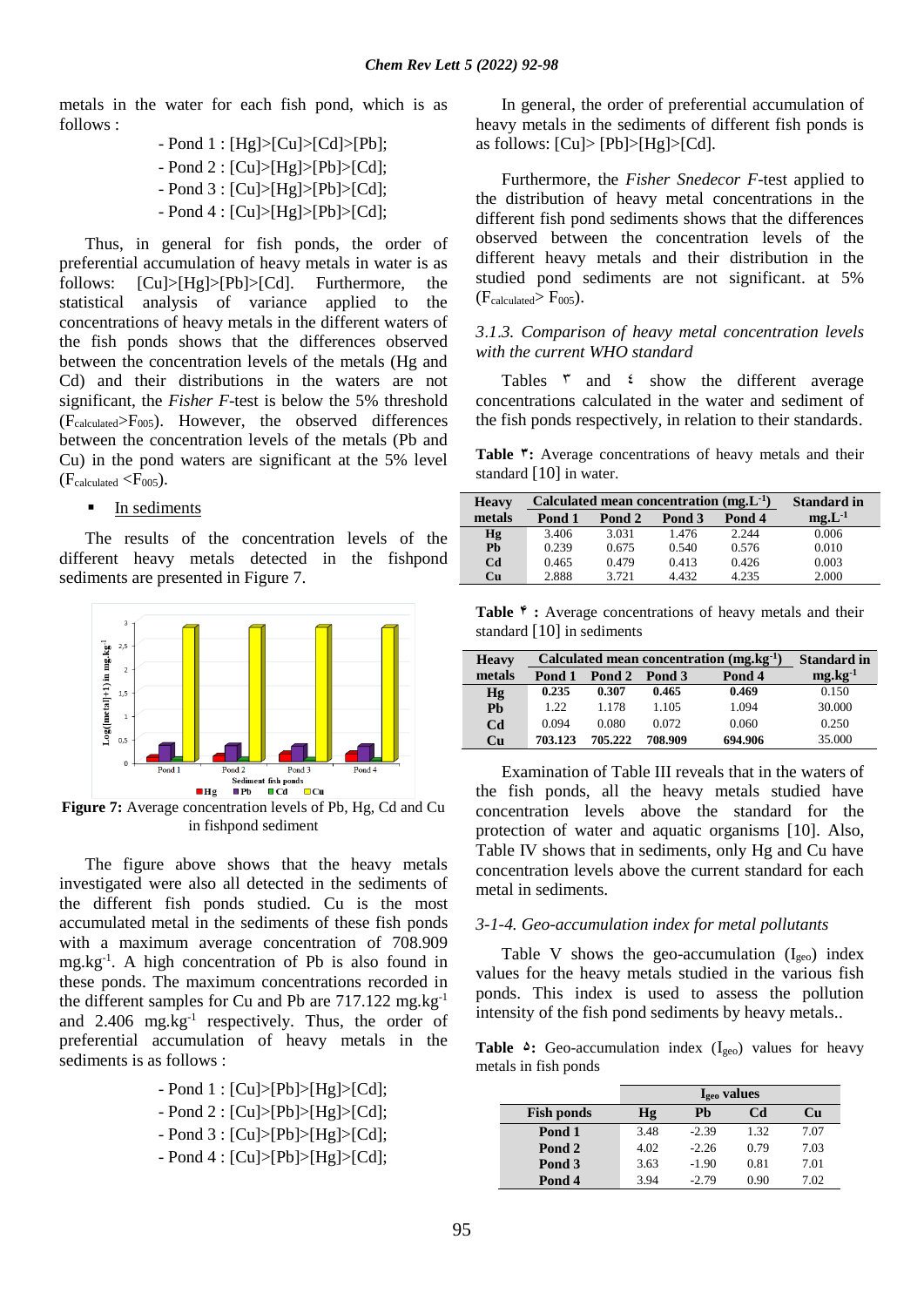metals in the water for each fish pond, which is as follows :

- Pond 1 : [Hg]>[Cu]>[Cd]>[Pb];
- Pond 2 : [Cu]>[Hg]>[Pb]>[Cd];
- Pond 3 : [Cu]>[Hg]>[Pb]>[Cd];
- Pond 4 : [Cu]>[Hg]>[Pb]>[Cd];

Thus, in general for fish ponds, the order of preferential accumulation of heavy metals in water is as follows: [Cu]>[Hg]>[Pb]>[Cd]. Furthermore, the statistical analysis of variance applied to the concentrations of heavy metals in the different waters of the fish ponds shows that the differences observed between the concentration levels of the metals (Hg and Cd) and their distributions in the waters are not significant, the *Fisher F*-test is below the 5% threshold ($F_{calculated}$>$F_{005}$). However, the observed differences between the concentration levels of the metals (Pb and Cu) in the pond waters are significant at the 5% level ($F_{calculated}$ <$F_{005}$).

- In sediments

The results of the concentration levels of the different heavy metals detected in the fishpond sediments are presented in Figure 7.

**Figure 7:** Average concentration levels of Pb, Hg, Cd and Cu in fishpond sediment

The figure above shows that the heavy metals investigated were also all detected in the sediments of the different fish ponds studied. Cu is the most accumulated metal in the sediments of these fish ponds with a maximum average concentration of 708.909 mg.kg$^{-1}$. A high concentration of Pb is also found in these ponds. The maximum concentrations recorded in the different samples for Cu and Pb are 717.122 mg.kg$^{-1}$ and 2.406 mg.kg$^{-1}$ respectively. Thus, the order of preferential accumulation of heavy metals in the sediments is as follows :

- Pond 1 : [Cu]>[Pb]>[Hg]>[Cd];
- Pond 2 : [Cu]>[Pb]>[Hg]>[Cd];
- Pond 3 : [Cu]>[Pb]>[Hg]>[Cd];
- Pond 4 : [Cu]>[Pb]>[Hg]>[Cd];

In general, the order of preferential accumulation of heavy metals in the sediments of different fish ponds is as follows: [Cu]> [Pb]>[Hg]>[Cd].

Furthermore, the *Fisher Snedecor F*-test applied to the distribution of heavy metal concentrations in the different fish pond sediments shows that the differences observed between the concentration levels of the different heavy metals and their distribution in the studied pond sediments are not significant. at 5% ($F_{calculated}$> $F_{005}$).

### *3.1.3. Comparison of heavy metal concentration levels with the current WHO standard*

Tables ٣ and ٤ show the different average concentrations calculated in the water and sediment of the fish ponds respectively, in relation to their standards.

**Table ٣:** Average concentrations of heavy metals and their standard [10] in water.

| Heavy metals | Calculated mean concentration (mg.L$^{-1}$) | | | | Standard in mg.L$^{-1}$ |
|---|---|---|---|---|---|
| | Pond 1 | Pond 2 | Pond 3 | Pond 4 | |
| **Hg** | 3.406 | 3.031 | 1.476 | 2.244 | 0.006 |
| **Pb** | 0.239 | 0.675 | 0.540 | 0.576 | 0.010 |
| **Cd** | 0.465 | 0.479 | 0.413 | 0.426 | 0.003 |
| **Cu** | 2.888 | 3.721 | 4.432 | 4.235 | 2.000 |

**Table ۴ :** Average concentrations of heavy metals and their standard [10] in sediments

| Heavy metals | Calculated mean concentration (mg.kg$^{-1}$) | | | | Standard in mg.kg$^{-1}$ |
|---|---|---|---|---|---|
| | Pond 1 | Pond 2 | Pond 3 | Pond 4 | |
| **Hg** | **0.235** | **0.307** | **0.465** | **0.469** | 0.150 |
| **Pb** | 1.22 | 1.178 | 1.105 | 1.094 | 30.000 |
| **Cd** | 0.094 | 0.080 | 0.072 | 0.060 | 0.250 |
| **Cu** | **703.123** | **705.222** | **708.909** | **694.906** | 35.000 |

Examination of Table III reveals that in the waters of the fish ponds, all the heavy metals studied have concentration levels above the standard for the protection of water and aquatic organisms [10]. Also, Table IV shows that in sediments, only Hg and Cu have concentration levels above the current standard for each metal in sediments.

### *3-1-4. Geo-accumulation index for metal pollutants*

Table V shows the geo-accumulation ($I_{geo}$) index values for the heavy metals studied in the various fish ponds. This index is used to assess the pollution intensity of the fish pond sediments by heavy metals..

**Table ۵:** Geo-accumulation index ($I_{geo}$) values for heavy metals in fish ponds

| | $I_{geo}$ values | | | |
|---|---|---|---|---|
| **Fish ponds** | **Hg** | **Pb** | **Cd** | **Cu** |
| **Pond 1** | 3.48 | -2.39 | 1.32 | 7.07 |
| **Pond 2** | 4.02 | -2.26 | 0.79 | 7.03 |
| **Pond 3** | 3.63 | -1.90 | 0.81 | 7.01 |
| **Pond 4** | 3.94 | -2.79 | 0.90 | 7.02 |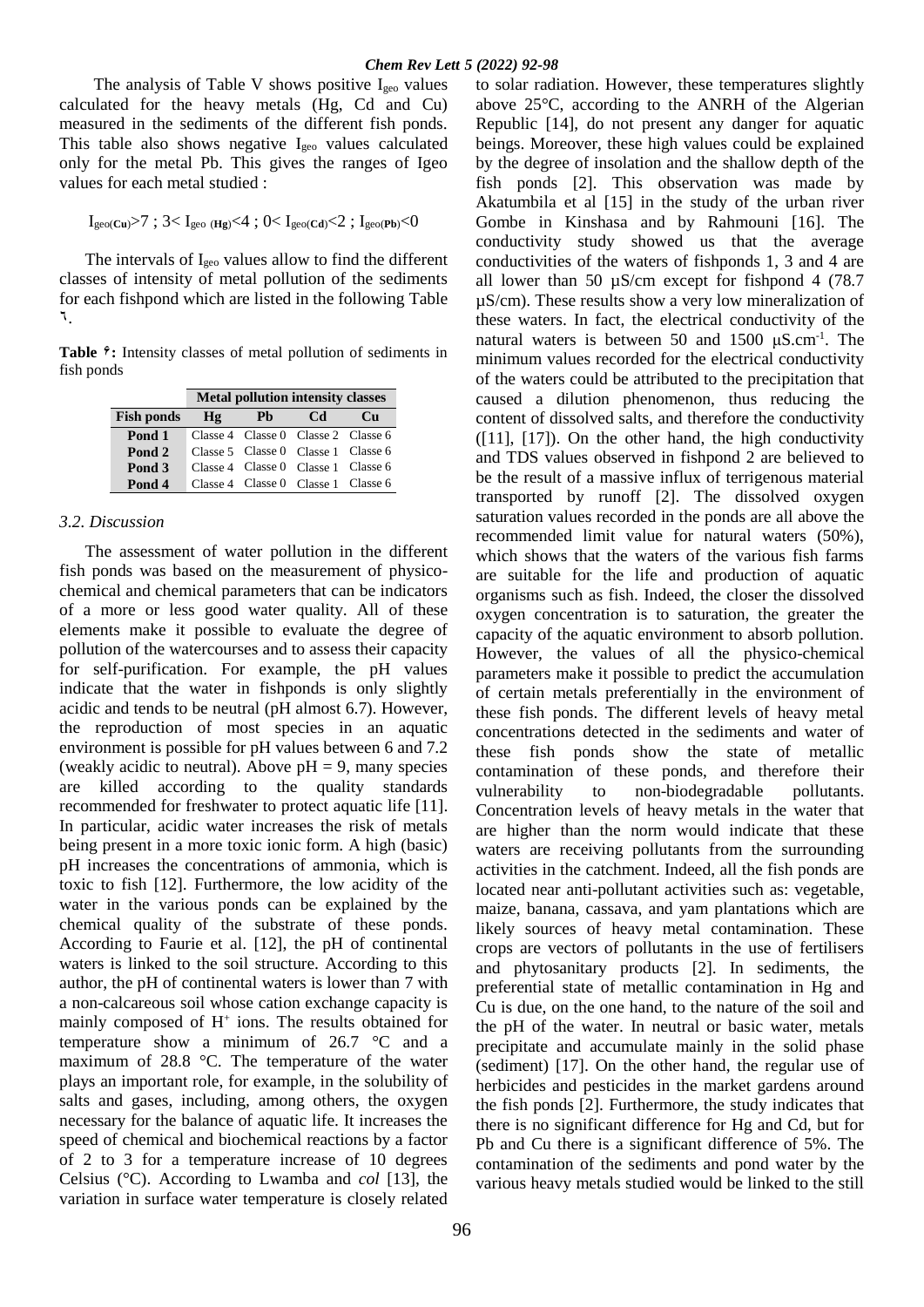The analysis of Table V shows positive $I_{geo}$ values calculated for the heavy metals (Hg, Cd and Cu) measured in the sediments of the different fish ponds. This table also shows negative $I_{geo}$ values calculated only for the metal Pb. This gives the ranges of Igeo values for each metal studied :

$I_{geo(Cu)}>7$ ; $3< I_{geo\ (Hg)}<4$ ; $0< I_{geo(Cd)}<2$ ; $I_{geo(Pb)}<0$

The intervals of $I_{geo}$ values allow to find the different classes of intensity of metal pollution of the sediments for each fishpond which are listed in the following Table ٦.

**Table ۶:** Intensity classes of metal pollution of sediments in fish ponds

| | Metal pollution intensity classes | | | |
|---|---|---|---|---|
| **Fish ponds** | **Hg** | **Pb** | **Cd** | **Cu** |
| **Pond 1** | Classe 4 | Classe 0 | Classe 2 | Classe 6 |
| **Pond 2** | Classe 5 | Classe 0 | Classe 1 | Classe 6 |
| **Pond 3** | Classe 4 | Classe 0 | Classe 1 | Classe 6 |
| **Pond 4** | Classe 4 | Classe 0 | Classe 1 | Classe 6 |

### *3.2. Discussion*

The assessment of water pollution in the different fish ponds was based on the measurement of physico-chemical and chemical parameters that can be indicators of a more or less good water quality. All of these elements make it possible to evaluate the degree of pollution of the watercourses and to assess their capacity for self-purification. For example, the pH values indicate that the water in fishponds is only slightly acidic and tends to be neutral (pH almost 6.7). However, the reproduction of most species in an aquatic environment is possible for pH values between 6 and 7.2 (weakly acidic to neutral). Above pH = 9, many species are killed according to the quality standards recommended for freshwater to protect aquatic life [11]. In particular, acidic water increases the risk of metals being present in a more toxic ionic form. A high (basic) pH increases the concentrations of ammonia, which is toxic to fish [12]. Furthermore, the low acidity of the water in the various ponds can be explained by the chemical quality of the substrate of these ponds. According to Faurie et al. [12], the pH of continental waters is linked to the soil structure. According to this author, the pH of continental waters is lower than 7 with a non-calcareous soil whose cation exchange capacity is mainly composed of $H^+$ ions. The results obtained for temperature show a minimum of 26.7 °C and a maximum of 28.8 °C. The temperature of the water plays an important role, for example, in the solubility of salts and gases, including, among others, the oxygen necessary for the balance of aquatic life. It increases the speed of chemical and biochemical reactions by a factor of 2 to 3 for a temperature increase of 10 degrees Celsius (°C). According to Lwamba and *col* [13], the variation in surface water temperature is closely related to solar radiation. However, these temperatures slightly above 25°C, according to the ANRH of the Algerian Republic [14], do not present any danger for aquatic beings. Moreover, these high values could be explained by the degree of insolation and the shallow depth of the fish ponds [2]. This observation was made by Akatumbila et al [15] in the study of the urban river Gombe in Kinshasa and by Rahmouni [16]. The conductivity study showed us that the average conductivities of the waters of fishponds 1, 3 and 4 are all lower than 50 µS/cm except for fishpond 4 (78.7 µS/cm). These results show a very low mineralization of these waters. In fact, the electrical conductivity of the natural waters is between 50 and 1500 $\mu S.cm^{-1}$. The minimum values recorded for the electrical conductivity of the waters could be attributed to the precipitation that caused a dilution phenomenon, thus reducing the content of dissolved salts, and therefore the conductivity ([11], [17]). On the other hand, the high conductivity and TDS values observed in fishpond 2 are believed to be the result of a massive influx of terrigenous material transported by runoff [2]. The dissolved oxygen saturation values recorded in the ponds are all above the recommended limit value for natural waters (50%), which shows that the waters of the various fish farms are suitable for the life and production of aquatic organisms such as fish. Indeed, the closer the dissolved oxygen concentration is to saturation, the greater the capacity of the aquatic environment to absorb pollution. However, the values of all the physico-chemical parameters make it possible to predict the accumulation of certain metals preferentially in the environment of these fish ponds. The different levels of heavy metal concentrations detected in the sediments and water of these fish ponds show the state of metallic contamination of these ponds, and therefore their vulnerability to non-biodegradable pollutants. Concentration levels of heavy metals in the water that are higher than the norm would indicate that these waters are receiving pollutants from the surrounding activities in the catchment. Indeed, all the fish ponds are located near anti-pollutant activities such as: vegetable, maize, banana, cassava, and yam plantations which are likely sources of heavy metal contamination. These crops are vectors of pollutants in the use of fertilisers and phytosanitary products [2]. In sediments, the preferential state of metallic contamination in Hg and Cu is due, on the one hand, to the nature of the soil and the pH of the water. In neutral or basic water, metals precipitate and accumulate mainly in the solid phase (sediment) [17]. On the other hand, the regular use of herbicides and pesticides in the market gardens around the fish ponds [2]. Furthermore, the study indicates that there is no significant difference for Hg and Cd, but for Pb and Cu there is a significant difference of 5%. The contamination of the sediments and pond water by the various heavy metals studied would be linked to the still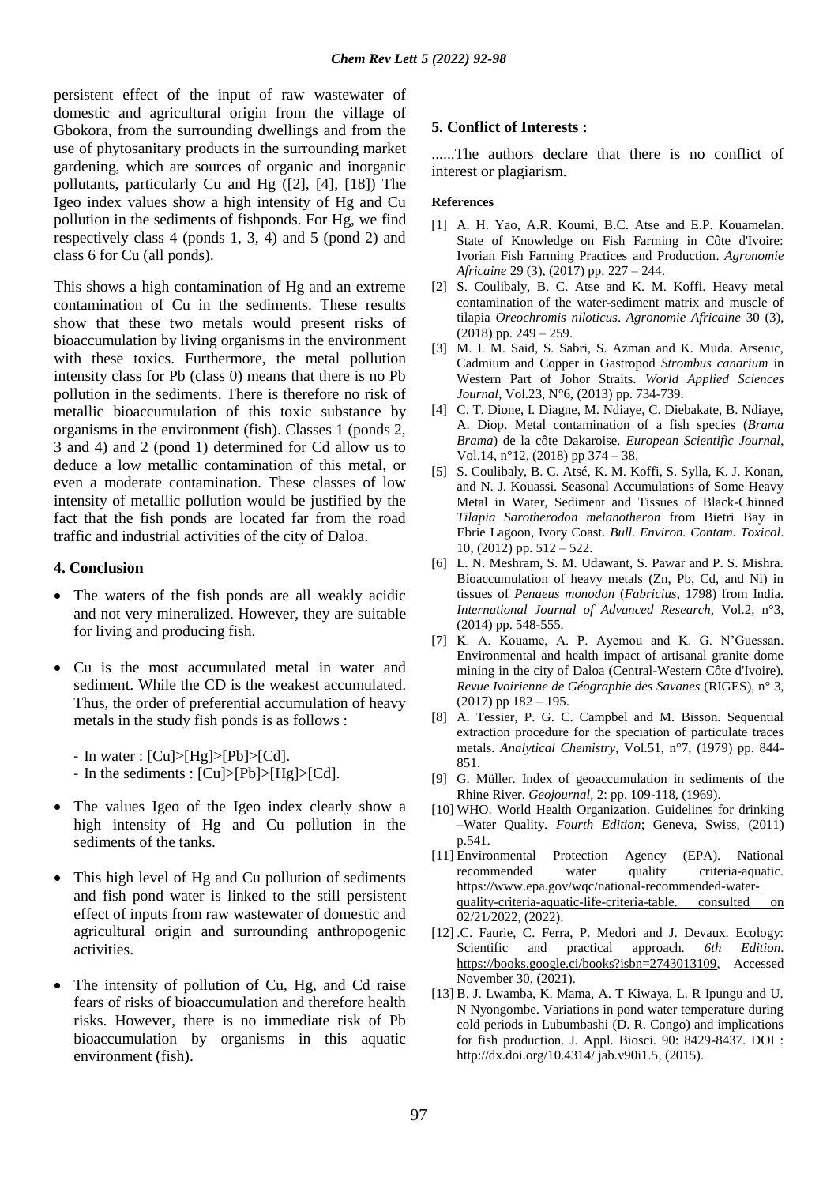persistent effect of the input of raw wastewater of domestic and agricultural origin from the village of Gbokora, from the surrounding dwellings and from the use of phytosanitary products in the surrounding market gardening, which are sources of organic and inorganic pollutants, particularly Cu and Hg ([2], [4], [18]) The Igeo index values show a high intensity of Hg and Cu pollution in the sediments of fishponds. For Hg, we find respectively class 4 (ponds 1, 3, 4) and 5 (pond 2) and class 6 for Cu (all ponds).

This shows a high contamination of Hg and an extreme contamination of Cu in the sediments. These results show that these two metals would present risks of bioaccumulation by living organisms in the environment with these toxics. Furthermore, the metal pollution intensity class for Pb (class 0) means that there is no Pb pollution in the sediments. There is therefore no risk of metallic bioaccumulation of this toxic substance by organisms in the environment (fish). Classes 1 (ponds 2, 3 and 4) and 2 (pond 1) determined for Cd allow us to deduce a low metallic contamination of this metal, or even a moderate contamination. These classes of low intensity of metallic pollution would be justified by the fact that the fish ponds are located far from the road traffic and industrial activities of the city of Daloa.

## 4. Conclusion

- The waters of the fish ponds are all weakly acidic and not very mineralized. However, they are suitable for living and producing fish.
- Cu is the most accumulated metal in water and sediment. While the CD is the weakest accumulated. Thus, the order of preferential accumulation of heavy metals in the study fish ponds is as follows :
  - In water : [Cu]>[Hg]>[Pb]>[Cd].
  - In the sediments : [Cu]>[Pb]>[Hg]>[Cd].
- The values Igeo of the Igeo index clearly show a high intensity of Hg and Cu pollution in the sediments of the tanks.
- This high level of Hg and Cu pollution of sediments and fish pond water is linked to the still persistent effect of inputs from raw wastewater of domestic and agricultural origin and surrounding anthropogenic activities.
- The intensity of pollution of Cu, Hg, and Cd raise fears of risks of bioaccumulation and therefore health risks. However, there is no immediate risk of Pb bioaccumulation by organisms in this aquatic environment (fish).

## 5. Conflict of Interests :

......The authors declare that there is no conflict of interest or plagiarism.

### References

[1] A. H. Yao, A.R. Koumi, B.C. Atse and E.P. Kouamelan. State of Knowledge on Fish Farming in Côte d'Ivoire: Ivorian Fish Farming Practices and Production. *Agronomie Africaine* 29 (3), (2017) pp. 227 – 244.

[2] S. Coulibaly, B. C. Atse and K. M. Koffi. Heavy metal contamination of the water-sediment matrix and muscle of tilapia *Oreochromis niloticus*. *Agronomie Africaine* 30 (3), (2018) pp. 249 – 259.

[3] M. I. M. Said, S. Sabri, S. Azman and K. Muda. Arsenic, Cadmium and Copper in Gastropod *Strombus canarium* in Western Part of Johor Straits. *World Applied Sciences Journal*, Vol.23, N°6, (2013) pp. 734-739.

[4] C. T. Dione, I. Diagne, M. Ndiaye, C. Diebakate, B. Ndiaye, A. Diop. Metal contamination of a fish species (*Brama Brama*) de la côte Dakaroise. *European Scientific Journal*, Vol.14, n°12, (2018) pp 374 – 38.

[5] S. Coulibaly, B. C. Atsé, K. M. Koffi, S. Sylla, K. J. Konan, and N. J. Kouassi. Seasonal Accumulations of Some Heavy Metal in Water, Sediment and Tissues of Black-Chinned *Tilapia Sarotherodon melanotheron* from Bietri Bay in Ebrie Lagoon, Ivory Coast. *Bull. Environ. Contam. Toxicol*. 10, (2012) pp. 512 – 522.

[6] L. N. Meshram, S. M. Udawant, S. Pawar and P. S. Mishra. Bioaccumulation of heavy metals (Zn, Pb, Cd, and Ni) in tissues of *Penaeus monodon* (*Fabricius*, 1798) from India. *International Journal of Advanced Research*, Vol.2, n°3, (2014) pp. 548-555.

[7] K. A. Kouame, A. P. Ayemou and K. G. N'Guessan. Environmental and health impact of artisanal granite dome mining in the city of Daloa (Central-Western Côte d'Ivoire). *Revue Ivoirienne de Géographie des Savanes* (RIGES), n° 3, (2017) pp 182 – 195.

[8] A. Tessier, P. G. C. Campbel and M. Bisson. Sequential extraction procedure for the speciation of particulate traces metals. *Analytical Chemistry*, Vol.51, n°7, (1979) pp. 844-851.

[9] G. Müller. Index of geoaccumulation in sediments of the Rhine River. *Geojournal*, 2: pp. 109-118, (1969).

[10] WHO. World Health Organization. Guidelines for drinking –Water Quality. *Fourth Edition*; Geneva, Swiss, (2011) p.541.

[11] Environmental Protection Agency (EPA). National recommended water quality criteria-aquatic. https://www.epa.gov/wqc/national-recommended-water-quality-criteria-aquatic-life-criteria-table. consulted on 02/21/2022, (2022).

[12] .C. Faurie, C. Ferra, P. Medori and J. Devaux. Ecology: Scientific and practical approach. *6th Edition*. https://books.google.ci/books?isbn=2743013109, Accessed November 30, (2021).

[13] B. J. Lwamba, K. Mama, A. T Kiwaya, L. R Ipungu and U. N Nyongombe. Variations in pond water temperature during cold periods in Lubumbashi (D. R. Congo) and implications for fish production. J. Appl. Biosci. 90: 8429-8437. DOI : http://dx.doi.org/10.4314/ jab.v90i1.5, (2015).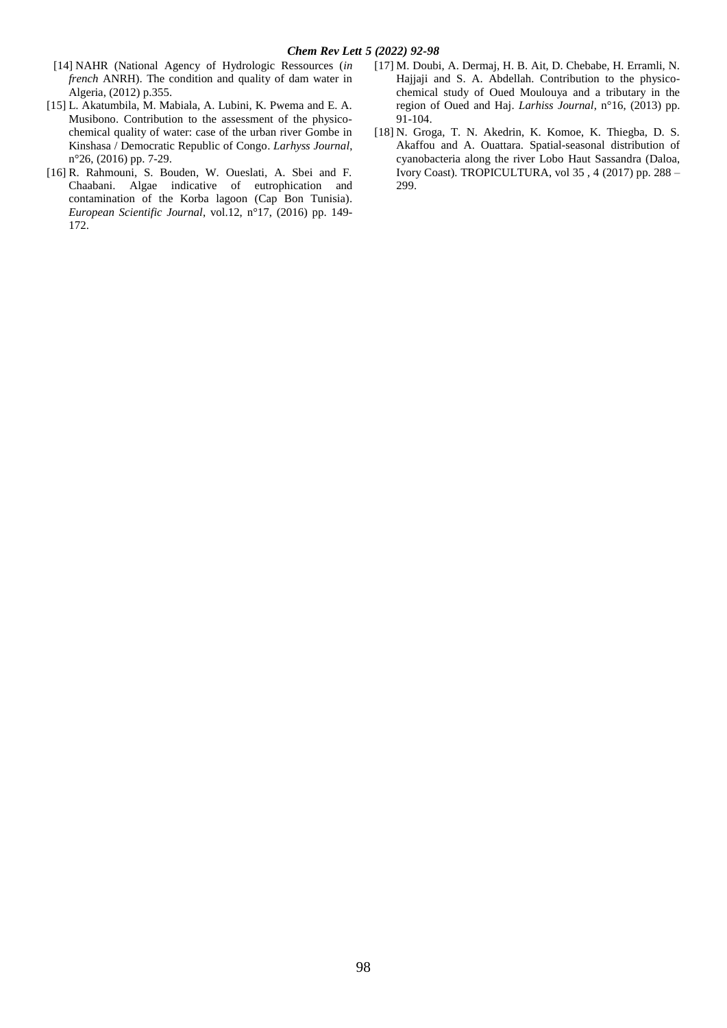[14] NAHR (National Agency of Hydrologic Ressources (*in french* ANRH). The condition and quality of dam water in Algeria, (2012) p.355.

[15] L. Akatumbila, M. Mabiala, A. Lubini, K. Pwema and E. A. Musibono. Contribution to the assessment of the physico-chemical quality of water: case of the urban river Gombe in Kinshasa / Democratic Republic of Congo. *Larhyss Journal*, n°26, (2016) pp. 7-29.

[16] R. Rahmouni, S. Bouden, W. Oueslati, A. Sbei and F. Chaabani. Algae indicative of eutrophication and contamination of the Korba lagoon (Cap Bon Tunisia). *European Scientific Journal*, vol.12, n°17, (2016) pp. 149-172.

[17] M. Doubi, A. Dermaj, H. B. Ait, D. Chebabe, H. Erramli, N. Hajjaji and S. A. Abdellah. Contribution to the physico-chemical study of Oued Moulouya and a tributary in the region of Oued and Haj. *Larhiss Journal*, n°16, (2013) pp. 91-104.

[18] N. Groga, T. N. Akedrin, K. Komoe, K. Thiegba, D. S. Akaffou and A. Ouattara. Spatial-seasonal distribution of cyanobacteria along the river Lobo Haut Sassandra (Daloa, Ivory Coast). TROPICULTURA, vol 35 , 4 (2017) pp. 288 – 299.